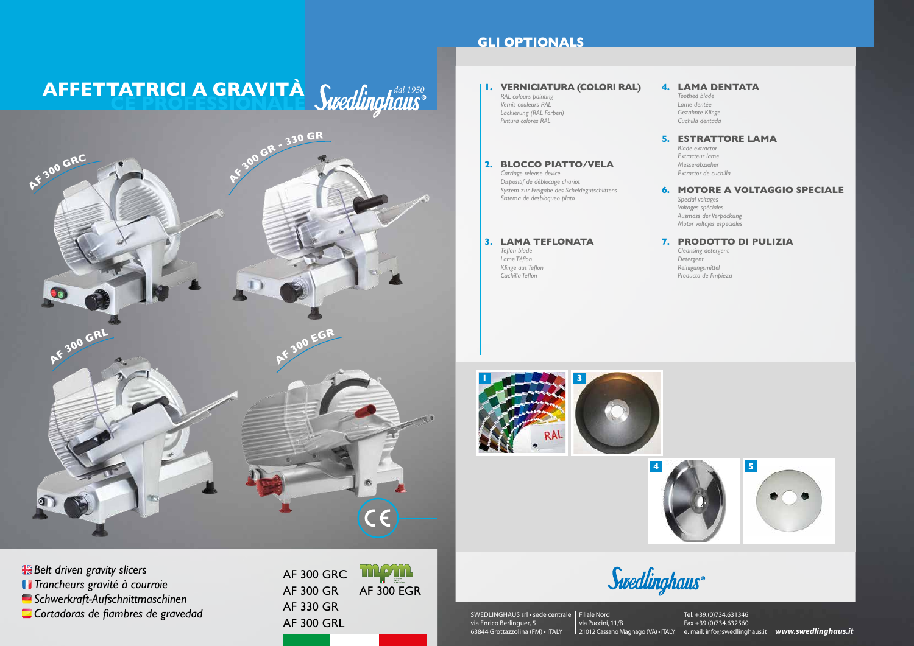# AFFETTATRICI A GRAVITÀ

## CE PROFESSIONALE

Swedlinghaus® dal 1950

AF 300 GRC

AF 300 GR - 330 GR

AF 300 GRL

AF 300 EGR

*Belt driven gravity slicers*
*Trancheurs gravité à courroie*
*Schwerkraft-Aufschnittmaschinen*
*Cortadoras de fiambres de gravedad*

AF 300 GRC
AF 300 GR
AF 330 GR
AF 300 GRL
AF 300 EGR

## GLI OPTIONALS

**1. VERNICIATURA (COLORI RAL)**
*RAL colours painting*
*Vernis couleurs RAL*
*Lackierung (RAL Farben)*
*Pintura colores RAL*

**2. BLOCCO PIATTO/VELA**
*Carriage release device*
*Dispositif de déblocage chariot*
*System zur Freigabe des Scheidegutschlittens*
*Sistema de desbloqueo plato*

**3. LAMA TEFLONATA**
*Teflon blade*
*Lame Téflon*
*Klinge aus Teflon*
*Cuchilla Teflón*

**4. LAMA DENTATA**
*Toothed blade*
*Lame dentée*
*Gezahnte Klinge*
*Cuchilla dentada*

**5. ESTRATTORE LAMA**
*Blade extractor*
*Extracteur lame*
*Messerabzieher*
*Extractor de cuchilla*

**6. MOTORE A VOLTAGGIO SPECIALE**
*Special voltages*
*Voltages spéciales*
*Ausmass der Verpackung*
*Motor voltajes especiales*

**7. PRODOTTO DI PULIZIA**
*Cleansing detergent*
*Detergent*
*Reinigungsmittel*
*Producto de limpieza*

1 RAL

3

4

5

Swedlinghaus®

SWEDLINGHAUS srl • sede centrale
via Enrico Berlinguer, 5
63844 Grottazzolina (FM) • ITALY

Filiale Nord
via Puccini, 11/B
21012 Cassano Magnago (VA) • ITALY

Tel. +39.(0)734.631346
Fax +39.(0)734.632560
e. mail: info@swedlinghaus.it

**www.swedlinghaus.it**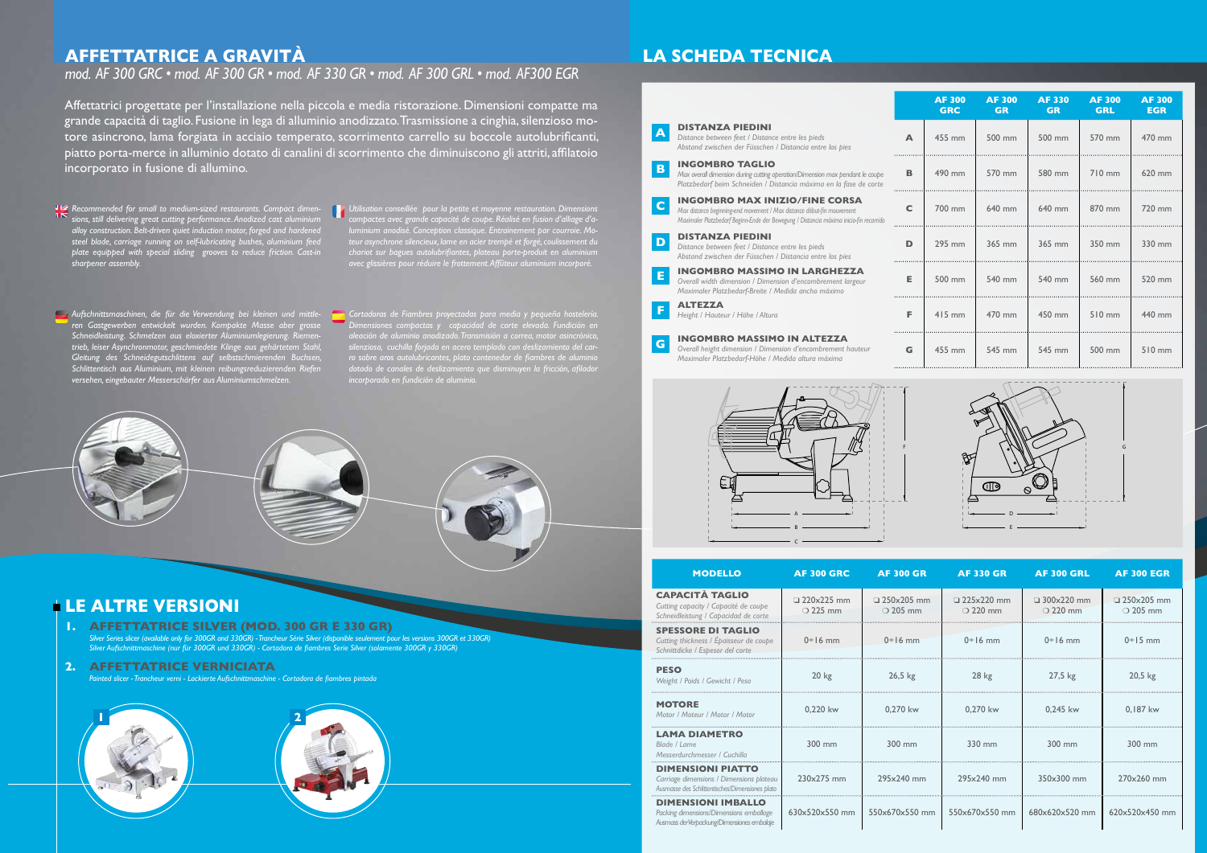# AFFETTATRICE A GRAVITÀ

*mod. AF 300 GRC • mod. AF 300 GR • mod. AF 330 GR • mod. AF 300 GRL • mod. AF300 EGR*

Affettatrici progettate per l'installazione nella piccola e media ristorazione. Dimensioni compatte ma grande capacità di taglio. Fusione in lega di alluminio anodizzato. Trasmissione a cinghia, silenzioso motore asincrono, lama forgiata in acciaio temperato, scorrimento carrello su boccole autolubrificanti, piatto porta-merce in alluminio dotato di canalini di scorrimento che diminuiscono gli attriti, affilatoio incorporato in fusione di allumino.

*Recommended for small to medium-sized restaurants. Compact dimensions, still delivering great cutting performance. Anodized cast aluminium alloy construction. Belt-driven quiet induction motor, forged and hardened steel blade, carriage running on self-lubricating bushes, aluminium feed plate equipped with special sliding grooves to reduce friction. Cast-in sharpener assembly.*

*Utilisation conseillée pour la petite et moyenne restauration. Dimensions compactes avec grande capacité de coupe. Réalisé en fusion d'alliage d'aluminium anodisé. Conception classique. Entrainement par courroie. Moteur asynchrone silencieux, lame en acier trempé et forgé, coulissement du chariot sur bagues autolubrifiantes, plateau porte-produit en aluminium avec glissières pour réduire le frottement. Affûteur aluminium incorporé.*

*Aufschnittsmaschinen, die für die Verwendung bei kleinen und mittleren Gastgewerben entwickelt wurden. Kompakte Masse aber grosse Schneidleistung. Schmelzen aus eloxierter Aluminiumlegierung. Riementrieb, leiser Asynchronmotor, geschmiedete Klinge aus gehärtetem Stahl, Gleitung des Schneidegutschlittens auf selbstschmierenden Buchsen, Schlittentisch aus Aluminium, mit kleinen reibungsreduzierenden Riefen versehen, eingebauter Messerschärfer aus Aluminiumschmelzen.*

*Cortadoras de Fiambres proyectadas para media y pequeña hostelería. Dimensiones compactas y capacidad de corte elevada. Fundición en aleación de aluminio anodizado. Transmisión a correa, motor asincrónico, silenzioso, cuchilla forjada en acero templado con deslizamiento del carro sobre aros autolubricantes, plato contenedor de fiambres de aluminio dotado de canales de deslizamiento que disminuyen la fricción, afilador incorporado en fundición de aluminio.*

## LE ALTRE VERSIONI

1. **AFFETTATRICE SILVER (MOD. 300 GR E 330 GR)**
   *Silver Series slicer (available only for 300GR and 330GR) - Trancheur Série Silver (disponible seulement pour les versions 300GR et 330GR) Silver Aufschnittmaschine (nur für 300GR und 330GR) - Cortadora de fiambres Serie Silver (solamente 300GR y 330GR)*
2. **AFFETTATRICE VERNICIATA**
   *Painted slicer - Trancheur verni - Lackierte Aufschnittmaschine - Cortadora de fiambres pintada*

1

2

# LA SCHEDA TECNICA

| | | AF 300 GRC | AF 300 GR | AF 330 GR | AF 300 GRL | AF 300 EGR |
|---|---|---|---|---|---|---|
| **A DISTANZA PIEDINI** *Distance between feet / Distance entre les pieds Abstand zwischen der Füsschen / Distancia entre los pies* | A | 455 mm | 500 mm | 500 mm | 570 mm | 470 mm |
| **B INGOMBRO TAGLIO** *Max overall dimension during cutting operation/Dimension max pendant le coupe Platzbedarf beim Schneiden / Distancia máxima en la fase de corte* | B | 490 mm | 570 mm | 580 mm | 710 mm | 620 mm |
| **C INGOMBRO MAX INIZIO/FINE CORSA** *Max distance beginning-end movement / Max distance début-fin mouvement Maximaler Platzbedarf Beginn-Ende der Bewegung / Distancia máxima inicio-fin recorrido* | C | 700 mm | 640 mm | 640 mm | 870 mm | 720 mm |
| **D DISTANZA PIEDINI** *Distance between feet / Distance entre les pieds Abstand zwischen der Füsschen / Distancia entre los pies* | D | 295 mm | 365 mm | 365 mm | 350 mm | 330 mm |
| **E INGOMBRO MASSIMO IN LARGHEZZA** *Overall width dimension / Dimension d'encombrement largeur Maximaler Platzbedarf-Breite / Medida ancho máximo* | E | 500 mm | 540 mm | 540 mm | 560 mm | 520 mm |
| **F ALTEZZA** *Height / Hauteur / Höhe / Altura* | F | 415 mm | 470 mm | 450 mm | 510 mm | 440 mm |
| **G INGOMBRO MASSIMO IN ALTEZZA** *Overall height dimension / Dimension d'encombrement hauteur Maximaler Platzbedarf-Höhe / Medida altura máxima* | G | 455 mm | 545 mm | 545 mm | 500 mm | 510 mm |

A
B
C
D
E
F
G

| MODELLO | AF 300 GRC | AF 300 GR | AF 330 GR | AF 300 GRL | AF 300 EGR |
|---|---|---|---|---|---|
| **CAPACITÀ TAGLIO** *Cutting capacity / Capacité de coupe Schneidleistung / Capacidad de corte* | ❑ 220x225 mm ❍ 225 mm | ❑ 250x205 mm ❍ 205 mm | ❑ 225x220 mm ❍ 220 mm | ❑ 300x220 mm ❍ 220 mm | ❑ 250x205 mm ❍ 205 mm |
| **SPESSORE DI TAGLIO** *Cutting thickness / Épaisseur de coupe Schnittdicke / Espesor del corte* | 0÷16 mm | 0÷16 mm | 0÷16 mm | 0÷16 mm | 0÷15 mm |
| **PESO** *Weight / Poids / Gewicht / Peso* | 20 kg | 26,5 kg | 28 kg | 27,5 kg | 20,5 kg |
| **MOTORE** *Motor / Moteur / Motor / Motor* | 0,220 kw | 0,270 kw | 0,270 kw | 0,245 kw | 0,187 kw |
| **LAMA DIAMETRO** *Blade / Lame Messerdurchmesser / Cuchilla* | 300 mm | 300 mm | 330 mm | 300 mm | 300 mm |
| **DIMENSIONI PIATTO** *Carriage dimensions / Dimensions plateau Ausmasse des Schlittentisches/Dimensiones plato* | 230x275 mm | 295x240 mm | 295x240 mm | 350x300 mm | 270x260 mm |
| **DIMENSIONI IMBALLO** *Packing dimensions/Dimensions emballage Ausmass der Verpackung/Dimensiones embalaje* | 630x520x550 mm | 550x670x550 mm | 550x670x550 mm | 680x620x520 mm | 620x520x450 mm |